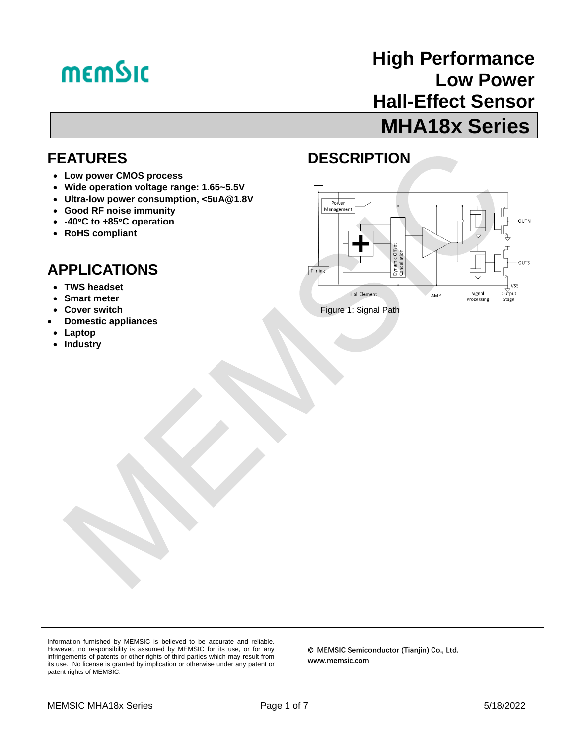# High Performance Low Power Hall-Effect Sensor

# MHA18x Series

## FEATURES

- Low power CMOS process
- Wide operation voltage range: 1.65~5.5V
- Ultra-low power consumption, <5uA@1.8V
- Good RF noise immunity
- -40°C to +85°C operation
- RoHS compliant

## APPLICATIONS

- TWS headset
- Smart meter
- Cover switch
- Domestic appliances
- Laptop
- Industry

## DESCRIPTION

Figure 1: Signal Path

Information furnished by MEMSIC is believed to be accurate and reliable. However, no responsibility is assumed by MEMSIC for its use, or for any infringements of patents or other rights of third parties which may result from its use. No license is granted by implication or otherwise under any patent or patent rights of MEMSIC.

© MEMSIC Semiconductor (Tianjin) Co., Ltd.
www.memsic.com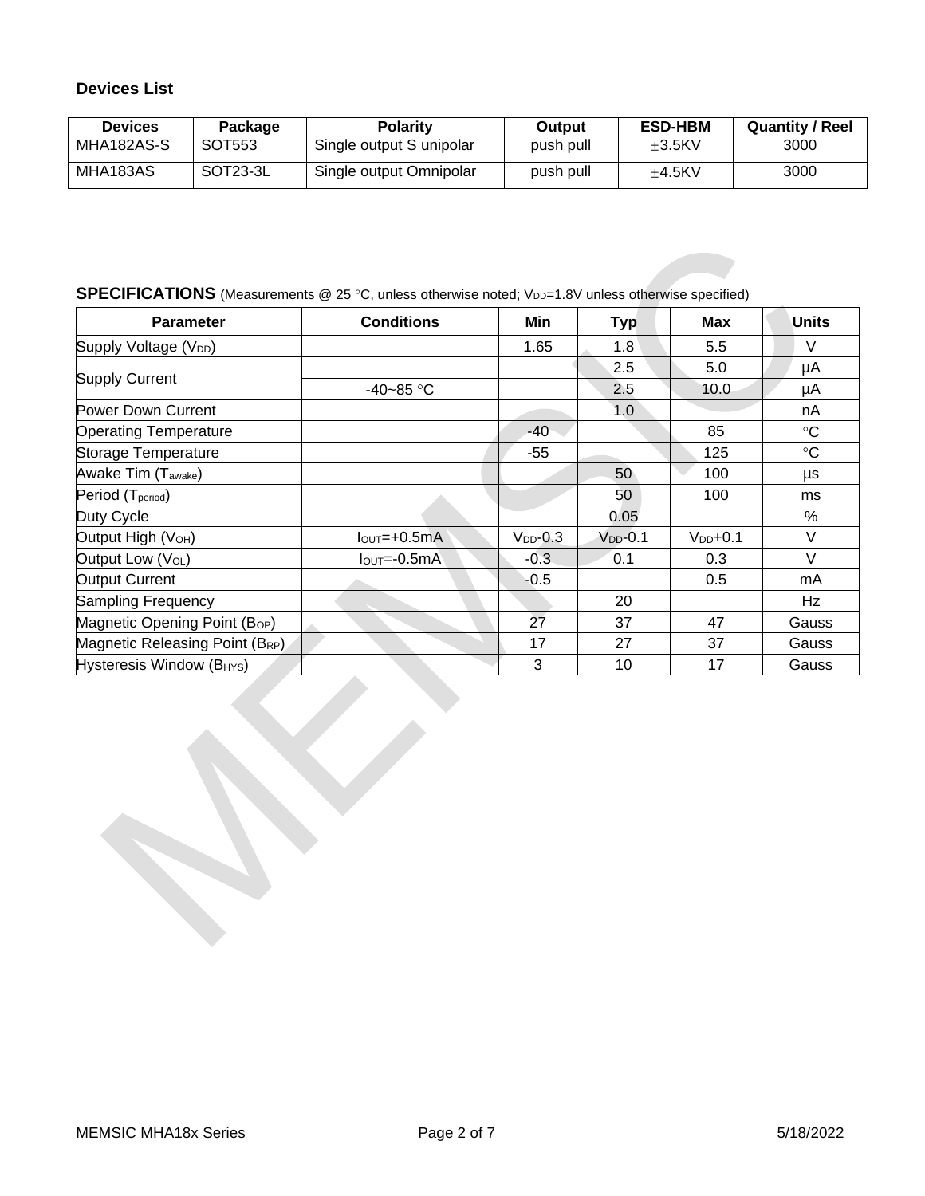### Devices List

| Devices | Package | Polarity | Output | ESD-HBM | Quantity / Reel |
| --- | --- | --- | --- | --- | --- |
| MHA182AS-S | SOT553 | Single output S unipolar | push pull | ±3.5KV | 3000 |
| MHA183AS | SOT23-3L | Single output Omnipolar | push pull | ±4.5KV | 3000 |

**SPECIFICATIONS** (Measurements @ 25 °C, unless otherwise noted; $V_{DD}$=1.8V unless otherwise specified)

| Parameter | Conditions | Min | Typ | Max | Units |
| --- | --- | --- | --- | --- | --- |
| Supply Voltage ($V_{DD}$) | | 1.65 | 1.8 | 5.5 | V |
| Supply Current | | | 2.5 | 5.0 | µA |
| | -40~85 °C | | 2.5 | 10.0 | µA |
| Power Down Current | | | 1.0 | | nA |
| Operating Temperature | | -40 | | 85 | °C |
| Storage Temperature | | -55 | | 125 | °C |
| Awake Tim ($T_{awake}$) | | | 50 | 100 | µs |
| Period ($T_{period}$) | | | 50 | 100 | ms |
| Duty Cycle | | | 0.05 | | % |
| Output High ($V_{OH}$) | $I_{OUT}$=+0.5mA | $V_{DD}$-0.3 | $V_{DD}$-0.1 | $V_{DD}$+0.1 | V |
| Output Low ($V_{OL}$) | $I_{OUT}$=-0.5mA | -0.3 | 0.1 | 0.3 | V |
| Output Current | | -0.5 | | 0.5 | mA |
| Sampling Frequency | | | 20 | | Hz |
| Magnetic Opening Point ($B_{OP}$) | | 27 | 37 | 47 | Gauss |
| Magnetic Releasing Point ($B_{RP}$) | | 17 | 27 | 37 | Gauss |
| Hysteresis Window ($B_{HYS}$) | | 3 | 10 | 17 | Gauss |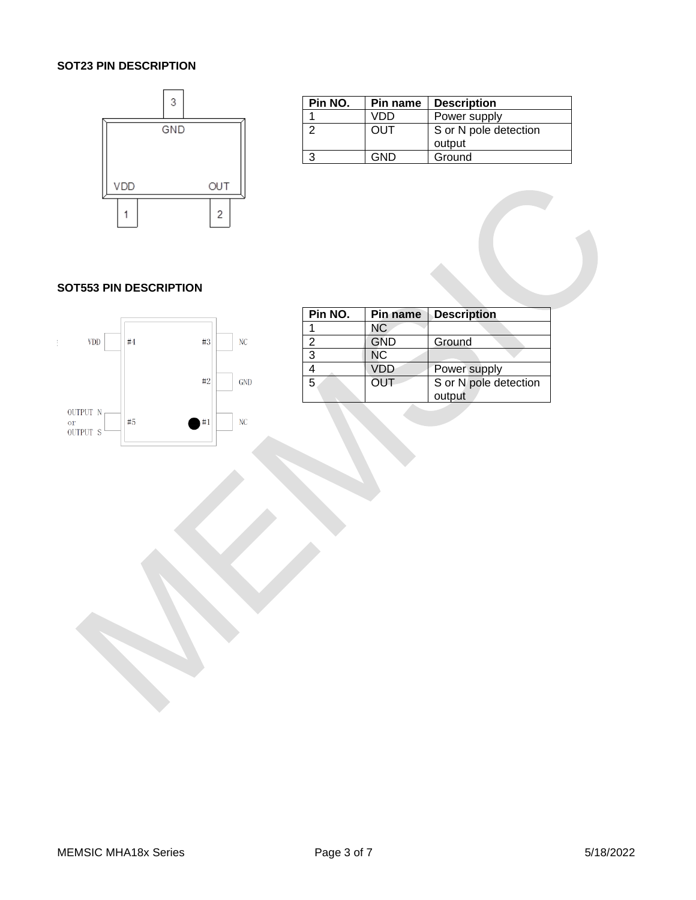### SOT23 PIN DESCRIPTION

| Pin NO. | Pin name | Description |
|---|---|---|
| 1 | VDD | Power supply |
| 2 | OUT | S or N pole detection output |
| 3 | GND | Ground |

### SOT553 PIN DESCRIPTION

| Pin NO. | Pin name | Description |
|---|---|---|
| 1 | NC | |
| 2 | GND | Ground |
| 3 | NC | |
| 4 | VDD | Power supply |
| 5 | OUT | S or N pole detection output |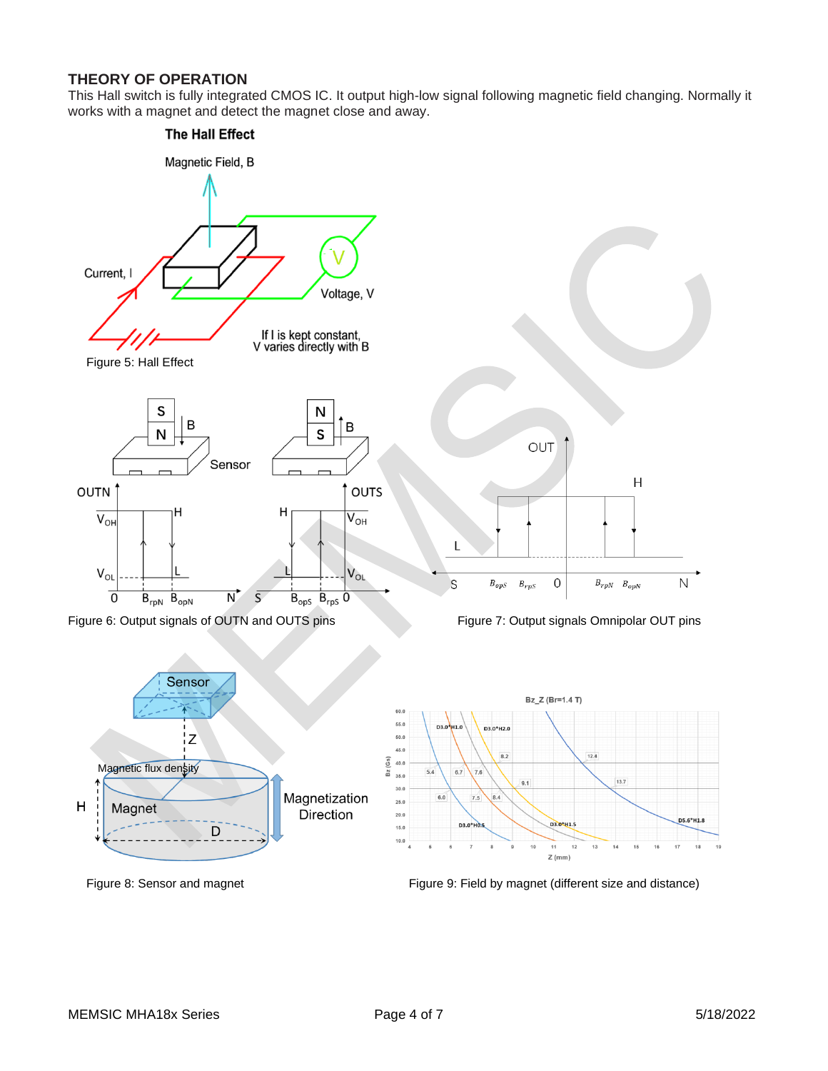## THEORY OF OPERATION

This Hall switch is fully integrated CMOS IC. It output high-low signal following magnetic field changing. Normally it works with a magnet and detect the magnet close and away.

Figure 5: Hall Effect

Figure 6: Output signals of OUTN and OUTS pins

Figure 7: Output signals Omnipolar OUT pins

Figure 8: Sensor and magnet

Figure 9: Field by magnet (different size and distance)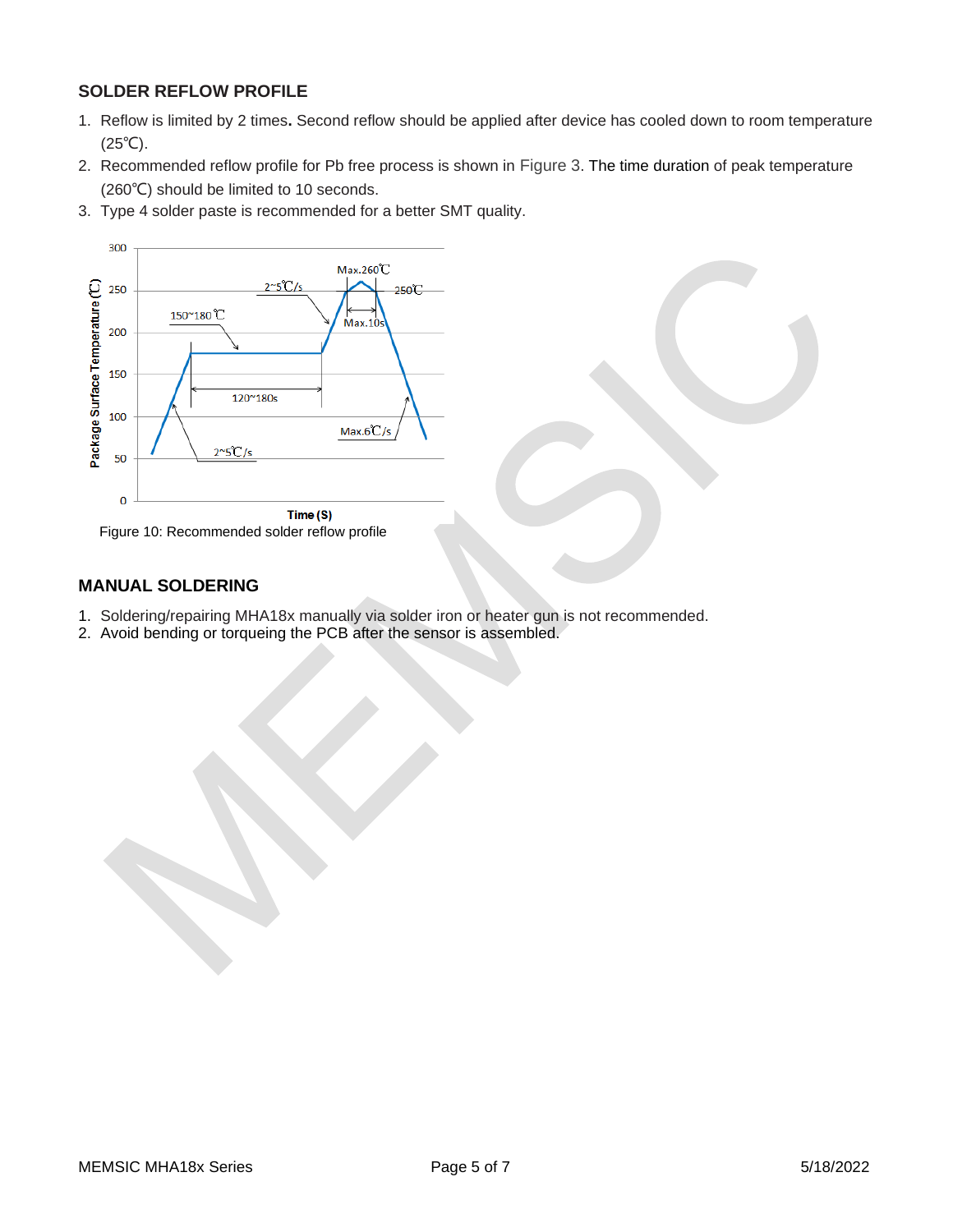## SOLDER REFLOW PROFILE

1. Reflow is limited by 2 times**.** Second reflow should be applied after device has cooled down to room temperature (25℃).
2. Recommended reflow profile for Pb free process is shown in Figure 3. The time duration of peak temperature (260℃) should be limited to 10 seconds.
3. Type 4 solder paste is recommended for a better SMT quality.

Figure 10: Recommended solder reflow profile

## MANUAL SOLDERING

1. Soldering/repairing MHA18x manually via solder iron or heater gun is not recommended.
2. Avoid bending or torqueing the PCB after the sensor is assembled.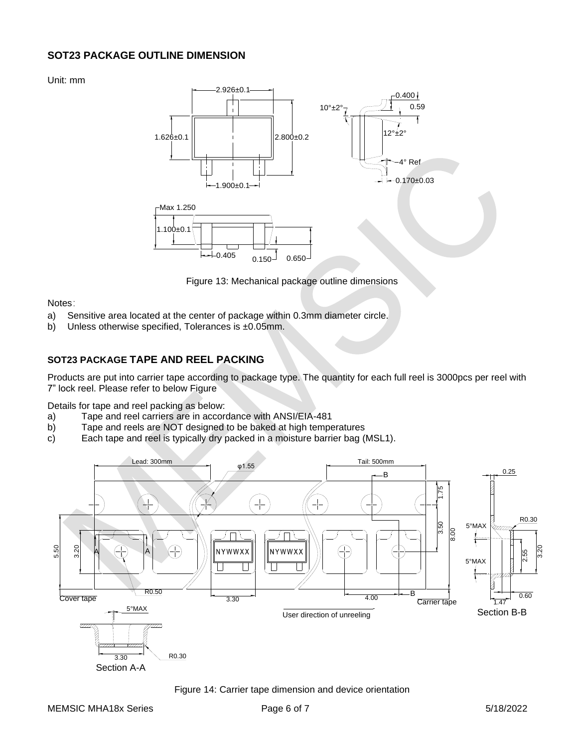## SOT23 PACKAGE OUTLINE DIMENSION

Unit: mm

Figure 13: Mechanical package outline dimensions

Notes:

a) Sensitive area located at the center of package within 0.3mm diameter circle.
b) Unless otherwise specified, Tolerances is ±0.05mm.

## SOT23 PACKAGE TAPE AND REEL PACKING

Products are put into carrier tape according to package type. The quantity for each full reel is 3000pcs per reel with 7" lock reel. Please refer to below Figure

Details for tape and reel packing as below:

a) Tape and reel carriers are in accordance with ANSI/EIA-481
b) Tape and reels are NOT designed to be baked at high temperatures
c) Each tape and reel is typically dry packed in a moisture barrier bag (MSL1).

Figure 14: Carrier tape dimension and device orientation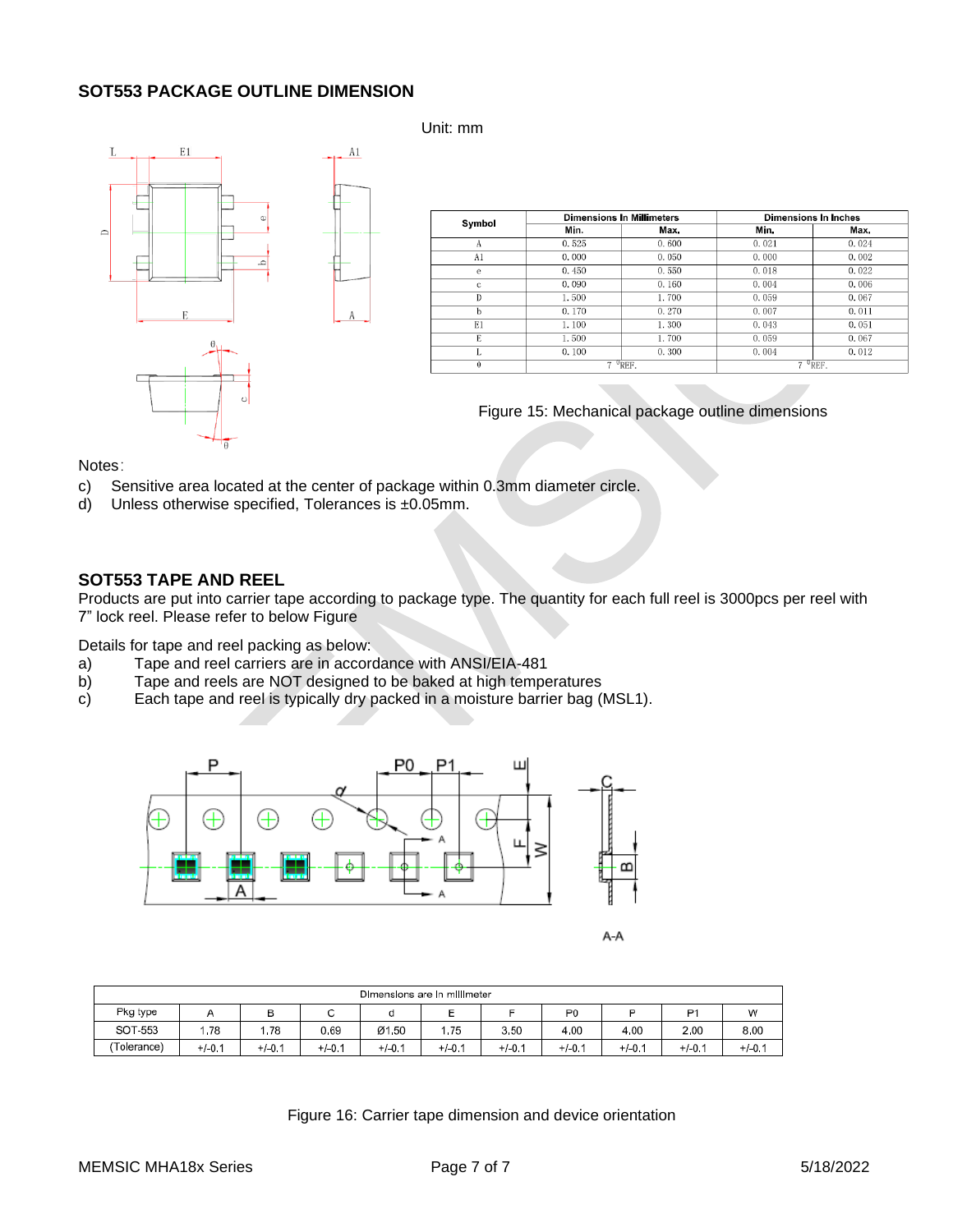## SOT553 PACKAGE OUTLINE DIMENSION

Unit: mm

| Symbol | Dimensions In Millimeters | | Dimensions In Inches | |
|---|---|---|---|---|
| | Min. | Max. | Min. | Max. |
| A | 0.525 | 0.600 | 0.021 | 0.024 |
| A1 | 0.000 | 0.050 | 0.000 | 0.002 |
| e | 0.450 | 0.550 | 0.018 | 0.022 |
| c | 0.090 | 0.160 | 0.004 | 0.006 |
| D | 1.500 | 1.700 | 0.059 | 0.067 |
| b | 0.170 | 0.270 | 0.007 | 0.011 |
| E1 | 1.100 | 1.300 | 0.043 | 0.051 |
| E | 1.500 | 1.700 | 0.059 | 0.067 |
| L | 0.100 | 0.300 | 0.004 | 0.012 |
| θ | 7 °REF. | | 7 °REF. | |

Figure 15: Mechanical package outline dimensions

Notes:

c) Sensitive area located at the center of package within 0.3mm diameter circle.
d) Unless otherwise specified, Tolerances is ±0.05mm.

## SOT553 TAPE AND REEL

Products are put into carrier tape according to package type. The quantity for each full reel is 3000pcs per reel with 7" lock reel. Please refer to below Figure

Details for tape and reel packing as below:

a) Tape and reel carriers are in accordance with ANSI/EIA-481
b) Tape and reels are NOT designed to be baked at high temperatures
c) Each tape and reel is typically dry packed in a moisture barrier bag (MSL1).

| Dimensions are in millimeter | | | | | | | | | | |
|---|---|---|---|---|---|---|---|---|---|---|
| Pkg type | A | B | C | d | E | F | P0 | P | P1 | W |
| SOT-553 | 1.78 | 1.78 | 0.69 | Ø1.50 | 1.75 | 3.50 | 4.00 | 4.00 | 2.00 | 8.00 |
| (Tolerance) | +/-0.1 | +/-0.1 | +/-0.1 | +/-0.1 | +/-0.1 | +/-0.1 | +/-0.1 | +/-0.1 | +/-0.1 | +/-0.1 |

Figure 16: Carrier tape dimension and device orientation